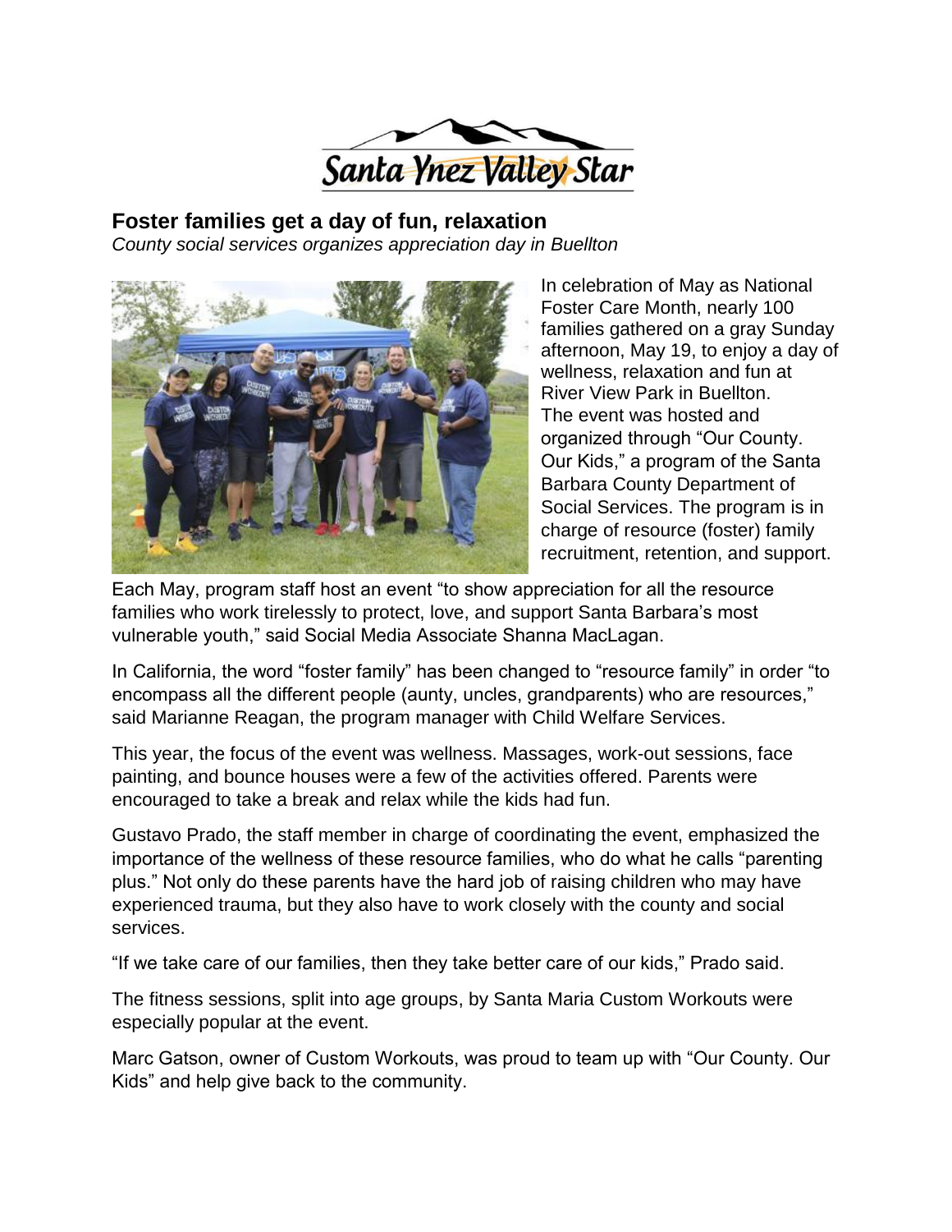Santa Ynez Valley Star

## Foster families get a day of fun, relaxation

*County social services organizes appreciation day in Buellton*

In celebration of May as National Foster Care Month, nearly 100 families gathered on a gray Sunday afternoon, May 19, to enjoy a day of wellness, relaxation and fun at River View Park in Buellton. The event was hosted and organized through "Our County. Our Kids," a program of the Santa Barbara County Department of Social Services. The program is in charge of resource (foster) family recruitment, retention, and support.

Each May, program staff host an event "to show appreciation for all the resource families who work tirelessly to protect, love, and support Santa Barbara's most vulnerable youth," said Social Media Associate Shanna MacLagan.

In California, the word "foster family" has been changed to "resource family" in order "to encompass all the different people (aunty, uncles, grandparents) who are resources," said Marianne Reagan, the program manager with Child Welfare Services.

This year, the focus of the event was wellness. Massages, work-out sessions, face painting, and bounce houses were a few of the activities offered. Parents were encouraged to take a break and relax while the kids had fun.

Gustavo Prado, the staff member in charge of coordinating the event, emphasized the importance of the wellness of these resource families, who do what he calls "parenting plus." Not only do these parents have the hard job of raising children who may have experienced trauma, but they also have to work closely with the county and social services.

"If we take care of our families, then they take better care of our kids," Prado said.

The fitness sessions, split into age groups, by Santa Maria Custom Workouts were especially popular at the event.

Marc Gatson, owner of Custom Workouts, was proud to team up with "Our County. Our Kids" and help give back to the community.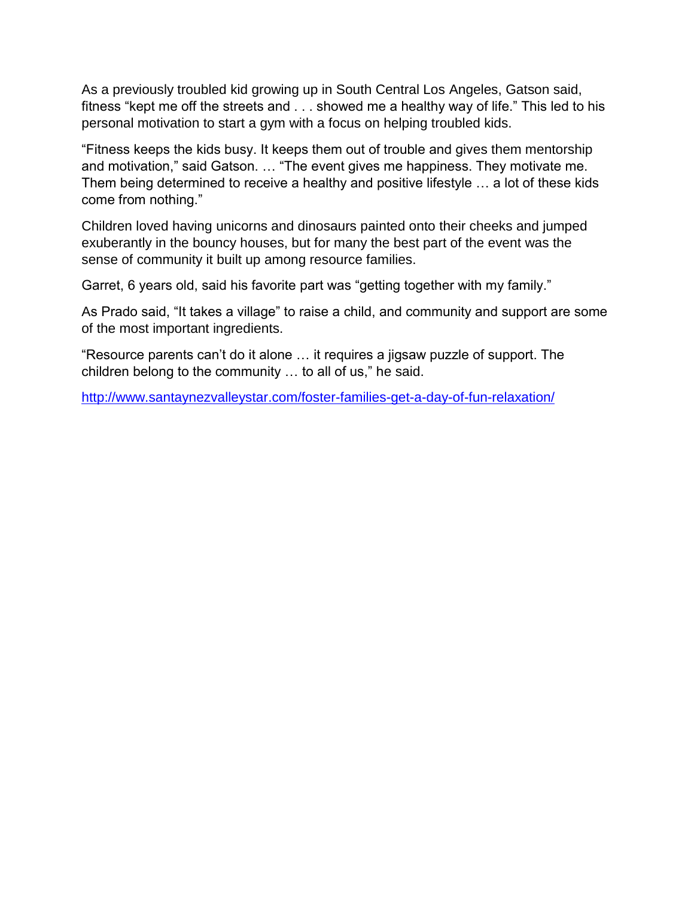As a previously troubled kid growing up in South Central Los Angeles, Gatson said, fitness “kept me off the streets and . . . showed me a healthy way of life.” This led to his personal motivation to start a gym with a focus on helping troubled kids.

“Fitness keeps the kids busy. It keeps them out of trouble and gives them mentorship and motivation,” said Gatson. … “The event gives me happiness. They motivate me. Them being determined to receive a healthy and positive lifestyle … a lot of these kids come from nothing.”

Children loved having unicorns and dinosaurs painted onto their cheeks and jumped exuberantly in the bouncy houses, but for many the best part of the event was the sense of community it built up among resource families.

Garret, 6 years old, said his favorite part was “getting together with my family.”

As Prado said, “It takes a village” to raise a child, and community and support are some of the most important ingredients.

“Resource parents can’t do it alone … it requires a jigsaw puzzle of support. The children belong to the community … to all of us,” he said.

http://www.santaynezvalleystar.com/foster-families-get-a-day-of-fun-relaxation/